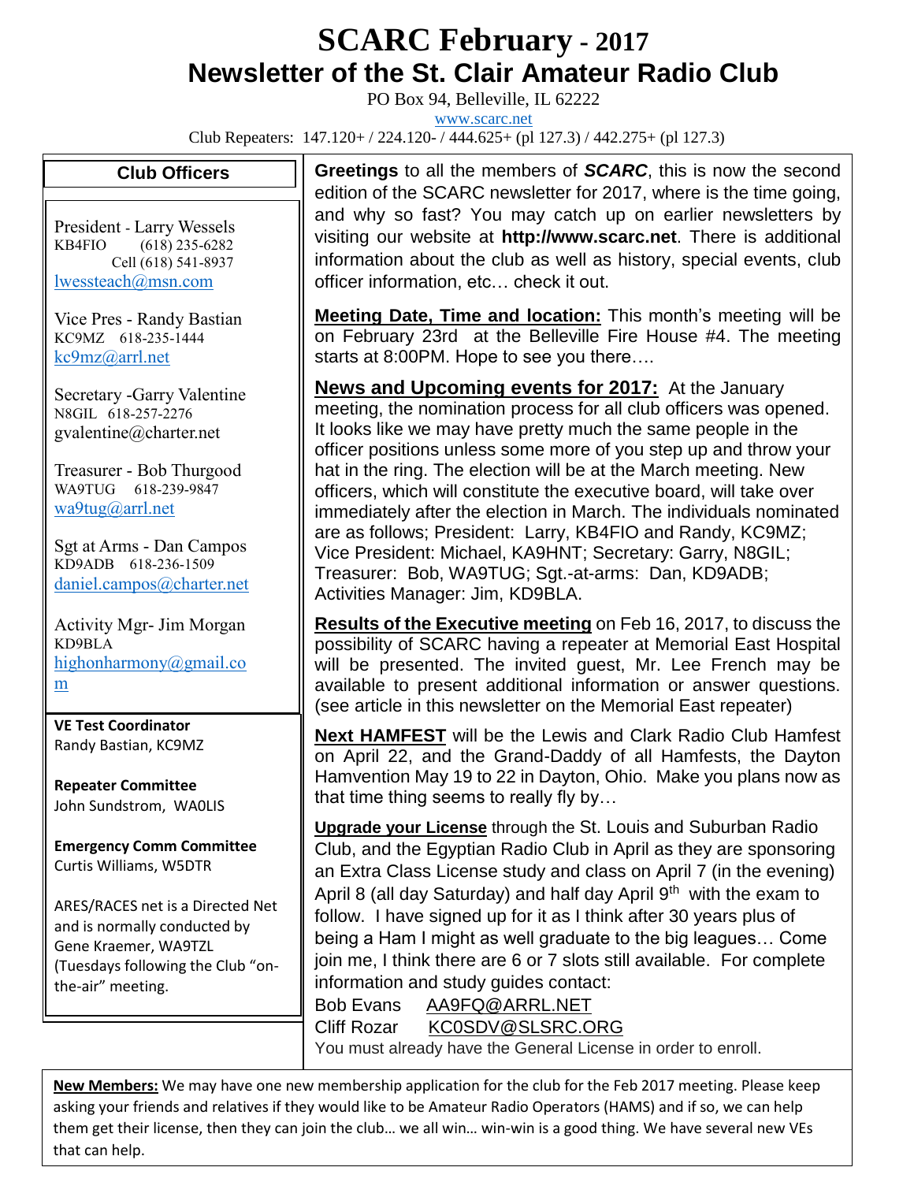# SCARC February - 2017

## Newsletter of the St. Clair Amateur Radio Club

PO Box 94, Belleville, IL 62222

www.scarc.net

Club Repeaters: 147.120+ / 224.120- / 444.625+ (pl 127.3) / 442.275+ (pl 127.3)

### Club Officers

President - Larry Wessels
KB4FIO (618) 235-6282
Cell (618) 541-8937
lwessteach@msn.com

Vice Pres - Randy Bastian
KC9MZ 618-235-1444
kc9mz@arrl.net

Secretary -Garry Valentine
N8GIL 618-257-2276
gvalentine@charter.net

Treasurer - Bob Thurgood
WA9TUG 618-239-9847
wa9tug@arrl.net

Sgt at Arms - Dan Campos
KD9ADB 618-236-1509
daniel.campos@charter.net

Activity Mgr- Jim Morgan
KD9BLA
highonharmony@gmail.com

**VE Test Coordinator**
Randy Bastian, KC9MZ

**Repeater Committee**
John Sundstrom, WA0LIS

**Emergency Comm Committee**
Curtis Williams, W5DTR

ARES/RACES net is a Directed Net and is normally conducted by Gene Kraemer, WA9TZL (Tuesdays following the Club "on-the-air" meeting.

**Greetings** to all the members of ***SCARC***, this is now the second edition of the SCARC newsletter for 2017, where is the time going, and why so fast? You may catch up on earlier newsletters by visiting our website at **http://www.scarc.net**. There is additional information about the club as well as history, special events, club officer information, etc… check it out.

**Meeting Date, Time and location:** This month's meeting will be on February 23rd at the Belleville Fire House #4. The meeting starts at 8:00PM. Hope to see you there….

**News and Upcoming events for 2017:** At the January meeting, the nomination process for all club officers was opened. It looks like we may have pretty much the same people in the officer positions unless some more of you step up and throw your hat in the ring. The election will be at the March meeting. New officers, which will constitute the executive board, will take over immediately after the election in March. The individuals nominated are as follows; President: Larry, KB4FIO and Randy, KC9MZ; Vice President: Michael, KA9HNT; Secretary: Garry, N8GIL; Treasurer: Bob, WA9TUG; Sgt.-at-arms: Dan, KD9ADB; Activities Manager: Jim, KD9BLA.

**Results of the Executive meeting** on Feb 16, 2017, to discuss the possibility of SCARC having a repeater at Memorial East Hospital will be presented. The invited guest, Mr. Lee French may be available to present additional information or answer questions. (see article in this newsletter on the Memorial East repeater)

**Next HAMFEST** will be the Lewis and Clark Radio Club Hamfest on April 22, and the Grand-Daddy of all Hamfests, the Dayton Hamvention May 19 to 22 in Dayton, Ohio. Make you plans now as that time thing seems to really fly by…

**Upgrade your License** through the St. Louis and Suburban Radio Club, and the Egyptian Radio Club in April as they are sponsoring an Extra Class License study and class on April 7 (in the evening) April 8 (all day Saturday) and half day April 9th with the exam to follow. I have signed up for it as I think after 30 years plus of being a Ham I might as well graduate to the big leagues… Come join me, I think there are 6 or 7 slots still available. For complete information and study guides contact:

Bob Evans AA9FQ@ARRL.NET
Cliff Rozar KC0SDV@SLSRC.ORG

You must already have the General License in order to enroll.

**New Members:** We may have one new membership application for the club for the Feb 2017 meeting. Please keep asking your friends and relatives if they would like to be Amateur Radio Operators (HAMS) and if so, we can help them get their license, then they can join the club… we all win… win-win is a good thing. We have several new VEs that can help.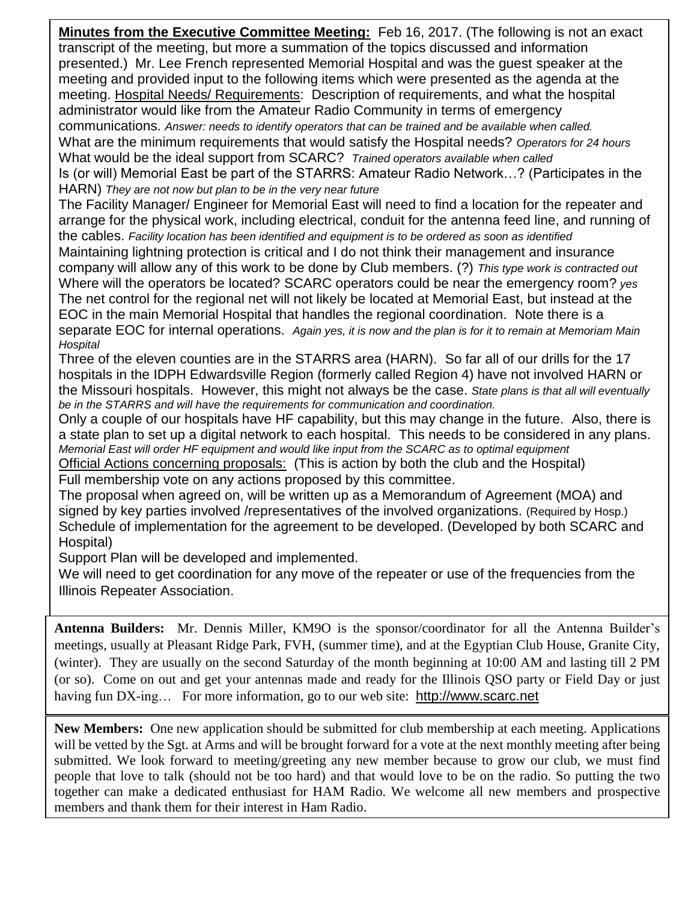**Minutes from the Executive Committee Meeting:** Feb 16, 2017. (The following is not an exact transcript of the meeting, but more a summation of the topics discussed and information presented.) Mr. Lee French represented Memorial Hospital and was the guest speaker at the meeting and provided input to the following items which were presented as the agenda at the meeting. Hospital Needs/ Requirements: Description of requirements, and what the hospital administrator would like from the Amateur Radio Community in terms of emergency communications. *Answer: needs to identify operators that can be trained and be available when called.*

What are the minimum requirements that would satisfy the Hospital needs? *Operators for 24 hours*

What would be the ideal support from SCARC? *Trained operators available when called*

Is (or will) Memorial East be part of the STARRS: Amateur Radio Network…? (Participates in the HARN) *They are not now but plan to be in the very near future*

The Facility Manager/ Engineer for Memorial East will need to find a location for the repeater and arrange for the physical work, including electrical, conduit for the antenna feed line, and running of the cables. *Facility location has been identified and equipment is to be ordered as soon as identified*

Maintaining lightning protection is critical and I do not think their management and insurance company will allow any of this work to be done by Club members. (?) *This type work is contracted out*

Where will the operators be located? SCARC operators could be near the emergency room? *yes*

The net control for the regional net will not likely be located at Memorial East, but instead at the EOC in the main Memorial Hospital that handles the regional coordination. Note there is a separate EOC for internal operations. *Again yes, it is now and the plan is for it to remain at Memoriam Main Hospital*

Three of the eleven counties are in the STARRS area (HARN). So far all of our drills for the 17 hospitals in the IDPH Edwardsville Region (formerly called Region 4) have not involved HARN or the Missouri hospitals. However, this might not always be the case. *State plans is that all will eventually be in the STARRS and will have the requirements for communication and coordination.*

Only a couple of our hospitals have HF capability, but this may change in the future. Also, there is a state plan to set up a digital network to each hospital. This needs to be considered in any plans. *Memorial East will order HF equipment and would like input from the SCARC as to optimal equipment*

Official Actions concerning proposals: (This is action by both the club and the Hospital)

Full membership vote on any actions proposed by this committee.

The proposal when agreed on, will be written up as a Memorandum of Agreement (MOA) and signed by key parties involved /representatives of the involved organizations. (Required by Hosp.)

Schedule of implementation for the agreement to be developed. (Developed by both SCARC and Hospital)

Support Plan will be developed and implemented.

We will need to get coordination for any move of the repeater or use of the frequencies from the Illinois Repeater Association.

**Antenna Builders:** Mr. Dennis Miller, KM9O is the sponsor/coordinator for all the Antenna Builder's meetings, usually at Pleasant Ridge Park, FVH, (summer time), and at the Egyptian Club House, Granite City, (winter). They are usually on the second Saturday of the month beginning at 10:00 AM and lasting till 2 PM (or so). Come on out and get your antennas made and ready for the Illinois QSO party or Field Day or just having fun DX-ing… For more information, go to our web site: http://www.scarc.net

**New Members:** One new application should be submitted for club membership at each meeting. Applications will be vetted by the Sgt. at Arms and will be brought forward for a vote at the next monthly meeting after being submitted. We look forward to meeting/greeting any new member because to grow our club, we must find people that love to talk (should not be too hard) and that would love to be on the radio. So putting the two together can make a dedicated enthusiast for HAM Radio. We welcome all new members and prospective members and thank them for their interest in Ham Radio.